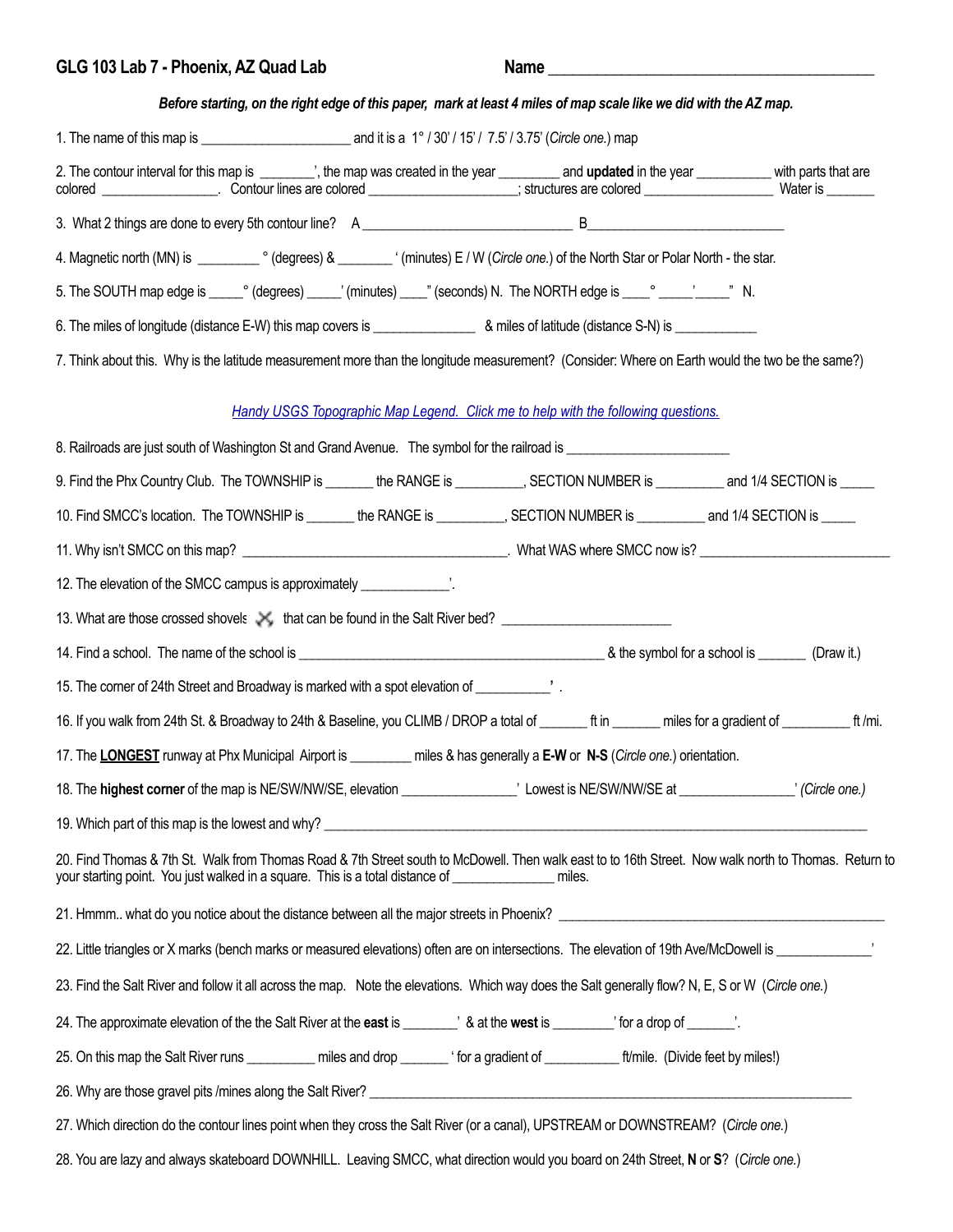**GLG 103 Lab 7 - Phoenix, AZ Quad Lab** **Name \_\_\_\_\_\_\_\_\_\_\_\_\_\_\_\_\_\_\_\_\_\_\_\_\_\_\_\_\_\_\_\_\_\_\_\_\_\_\_\_**

***Before starting, on the right edge of this paper, mark at least 4 miles of map scale like we did with the AZ map.***

1. The name of this map is \_\_\_\_\_\_\_\_\_\_\_\_\_\_\_\_\_\_\_\_\_ and it is a 1° / 30' / 15' / 7.5' / 3.75' (*Circle one.*) map

2. The contour interval for this map is \_\_\_\_\_\_\_\_', the map was created in the year \_\_\_\_\_\_\_\_\_ and **updated** in the year \_\_\_\_\_\_\_\_\_\_\_ with parts that are colored \_\_\_\_\_\_\_\_\_\_\_\_\_\_\_\_\_. Contour lines are colored \_\_\_\_\_\_\_\_\_\_\_\_\_\_\_\_\_\_\_\_\_; structures are colored \_\_\_\_\_\_\_\_\_\_\_\_\_\_\_\_\_\_\_ Water is \_\_\_\_\_\_\_

3. What 2 things are done to every 5th contour line? A \_\_\_\_\_\_\_\_\_\_\_\_\_\_\_\_\_\_\_\_\_\_\_\_\_\_\_\_\_\_ B\_\_\_\_\_\_\_\_\_\_\_\_\_\_\_\_\_\_\_\_\_\_\_\_\_\_\_\_\_

4. Magnetic north (MN) is \_\_\_\_\_\_\_\_\_ ° (degrees) & \_\_\_\_\_\_\_\_ ' (minutes) E / W (*Circle one.*) of the North Star or Polar North - the star.

5. The SOUTH map edge is \_\_\_\_\_° (degrees) \_\_\_\_\_' (minutes) \_\_\_\_" (seconds) N. The NORTH edge is \_\_\_\_° \_\_\_\_\_'\_\_\_\_\_" N.

6. The miles of longitude (distance E-W) this map covers is \_\_\_\_\_\_\_\_\_\_\_\_\_\_\_ & miles of latitude (distance S-N) is \_\_\_\_\_\_\_\_\_\_\_\_

7. Think about this. Why is the latitude measurement more than the longitude measurement? (Consider: Where on Earth would the two be the same?)

*Handy USGS Topographic Map Legend. Click me to help with the following questions.*

8. Railroads are just south of Washington St and Grand Avenue. The symbol for the railroad is \_\_\_\_\_\_\_\_\_\_\_\_\_\_\_\_\_\_\_\_\_\_\_

9. Find the Phx Country Club. The TOWNSHIP is \_\_\_\_\_\_\_ the RANGE is \_\_\_\_\_\_\_\_\_\_, SECTION NUMBER is \_\_\_\_\_\_\_\_\_\_ and 1/4 SECTION is \_\_\_\_\_

10. Find SMCC's location. The TOWNSHIP is \_\_\_\_\_\_\_ the RANGE is \_\_\_\_\_\_\_\_\_\_, SECTION NUMBER is \_\_\_\_\_\_\_\_\_\_ and 1/4 SECTION is \_\_\_\_\_

11. Why isn't SMCC on this map? \_\_\_\_\_\_\_\_\_\_\_\_\_\_\_\_\_\_\_\_\_\_\_\_\_\_\_\_\_\_\_\_\_\_\_\_\_\_. What WAS where SMCC now is? \_\_\_\_\_\_\_\_\_\_\_\_\_\_\_\_\_\_\_\_\_\_\_\_\_\_\_

12. The elevation of the SMCC campus is approximately \_\_\_\_\_\_\_\_\_\_\_\_\_'.

13. What are those crossed shovels ⚒ that can be found in the Salt River bed? \_\_\_\_\_\_\_\_\_\_\_\_\_\_\_\_\_\_\_\_\_\_\_\_\_

14. Find a school. The name of the school is \_\_\_\_\_\_\_\_\_\_\_\_\_\_\_\_\_\_\_\_\_\_\_\_\_\_\_\_\_\_\_\_\_\_\_\_\_\_\_\_\_\_\_\_\_ & the symbol for a school is \_\_\_\_\_\_\_ (Draw it.)

15. The corner of 24th Street and Broadway is marked with a spot elevation of \_\_\_\_\_\_\_\_\_\_\_**'** .

16. If you walk from 24th St. & Broadway to 24th & Baseline, you CLIMB / DROP a total of \_\_\_\_\_\_\_ ft in \_\_\_\_\_\_\_ miles for a gradient of \_\_\_\_\_\_\_\_\_\_ ft /mi.

17. The **LONGEST** runway at Phx Municipal Airport is \_\_\_\_\_\_\_\_\_ miles & has generally a **E-W** or **N-S** (*Circle one.*) orientation.

18. The **highest corner** of the map is NE/SW/NW/SE, elevation \_\_\_\_\_\_\_\_\_\_\_\_\_\_\_\_' Lowest is NE/SW/NW/SE at \_\_\_\_\_\_\_\_\_\_\_\_\_\_\_\_' *(Circle one.)*

19. Which part of this map is the lowest and why? \_\_\_\_\_\_\_\_\_\_\_\_\_\_\_\_\_\_\_\_\_\_\_\_\_\_\_\_\_\_\_\_\_\_\_\_\_\_\_\_\_\_\_\_\_\_\_\_\_\_\_\_\_\_\_\_\_\_\_\_\_\_\_\_\_\_\_\_\_\_\_\_\_\_\_\_\_\_\_\_

20. Find Thomas & 7th St. Walk from Thomas Road & 7th Street south to McDowell. Then walk east to to 16th Street. Now walk north to Thomas. Return to your starting point. You just walked in a square. This is a total distance of \_\_\_\_\_\_\_\_\_\_\_\_\_\_ miles.

21. Hmmm.. what do you notice about the distance between all the major streets in Phoenix? \_\_\_\_\_\_\_\_\_\_\_\_\_\_\_\_\_\_\_\_\_\_\_\_\_\_\_\_\_\_\_\_\_\_\_\_\_\_\_\_\_\_\_\_\_\_\_

22. Little triangles or X marks (bench marks or measured elevations) often are on intersections. The elevation of 19th Ave/McDowell is \_\_\_\_\_\_\_\_\_\_\_\_\_'

23. Find the Salt River and follow it all across the map. Note the elevations. Which way does the Salt generally flow? N, E, S or W (*Circle one.*)

24. The approximate elevation of the the Salt River at the **east** is \_\_\_\_\_\_\_\_' & at the **west** is \_\_\_\_\_\_\_\_\_' for a drop of \_\_\_\_\_\_\_'.

25. On this map the Salt River runs \_\_\_\_\_\_\_\_\_\_ miles and drop \_\_\_\_\_\_\_ ' for a gradient of \_\_\_\_\_\_\_\_\_\_\_ ft/mile. (Divide feet by miles!)

26. Why are those gravel pits /mines along the Salt River? \_\_\_\_\_\_\_\_\_\_\_\_\_\_\_\_\_\_\_\_\_\_\_\_\_\_\_\_\_\_\_\_\_\_\_\_\_\_\_\_\_\_\_\_\_\_\_\_\_\_\_\_\_\_\_\_\_\_\_\_\_\_\_\_\_\_\_\_\_\_\_\_\_\_

27. Which direction do the contour lines point when they cross the Salt River (or a canal), UPSTREAM or DOWNSTREAM? (*Circle one.*)

28. You are lazy and always skateboard DOWNHILL. Leaving SMCC, what direction would you board on 24th Street, **N** or **S**? (*Circle one.*)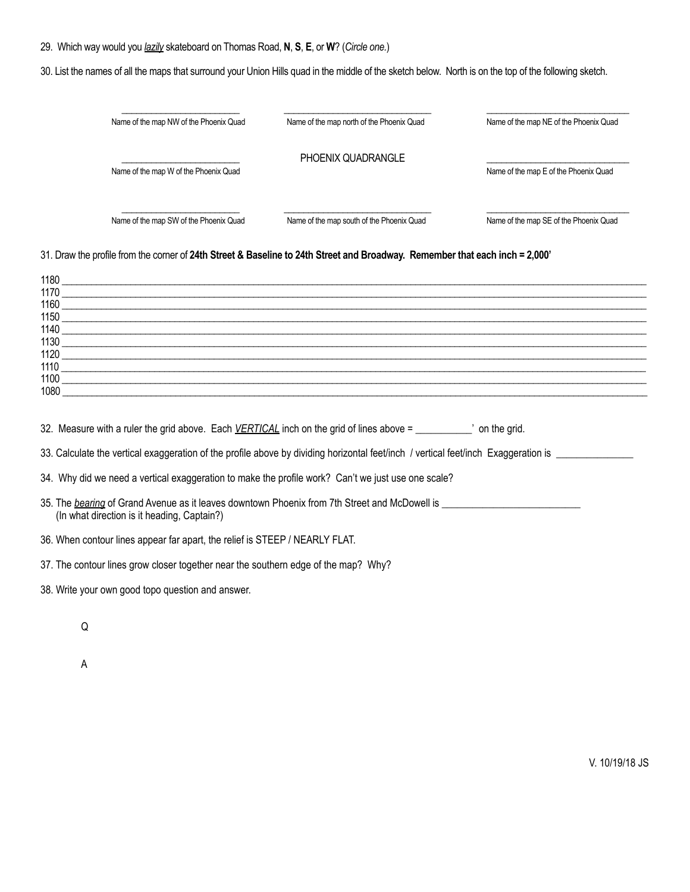29. Which way would you *lazily* skateboard on Thomas Road, **N**, **S**, **E**, or **W**? (*Circle one.*)

30. List the names of all the maps that surround your Union Hills quad in the middle of the sketch below. North is on the top of the following sketch.

| | | |
|---|---|---|
| ________________________ Name of the map NW of the Phoenix Quad | ______________________________ Name of the map north of the Phoenix Quad | _____________________________ Name of the map NE of the Phoenix Quad |
| ________________________ Name of the map W of the Phoenix Quad | PHOENIX QUADRANGLE | _____________________________ Name of the map E of the Phoenix Quad |
| ________________________ Name of the map SW of the Phoenix Quad | ______________________________ Name of the map south of the Phoenix Quad | _____________________________ Name of the map SE of the Phoenix Quad |

31. Draw the profile from the corner of **24th Street & Baseline to 24th Street and Broadway. Remember that each inch = 2,000'**

1180 ____________________________________________________________________________________________________
1170 ____________________________________________________________________________________________________
1160 ____________________________________________________________________________________________________
1150 ____________________________________________________________________________________________________
1140 ____________________________________________________________________________________________________
1130 ____________________________________________________________________________________________________
1120 ____________________________________________________________________________________________________
1110 ____________________________________________________________________________________________________
1100 ____________________________________________________________________________________________________
1080 ____________________________________________________________________________________________________

32. Measure with a ruler the grid above. Each ***VERTICAL*** inch on the grid of lines above = __________' on the grid.

33. Calculate the vertical exaggeration of the profile above by dividing horizontal feet/inch / vertical feet/inch Exaggeration is ______________

34. Why did we need a vertical exaggeration to make the profile work? Can't we just use one scale?

35. The *bearing* of Grand Avenue as it leaves downtown Phoenix from 7th Street and McDowell is __________________________
(In what direction is it heading, Captain?)

36. When contour lines appear far apart, the relief is STEEP / NEARLY FLAT.

37. The contour lines grow closer together near the southern edge of the map? Why?

38. Write your own good topo question and answer.

Q

A

V. 10/19/18 JS